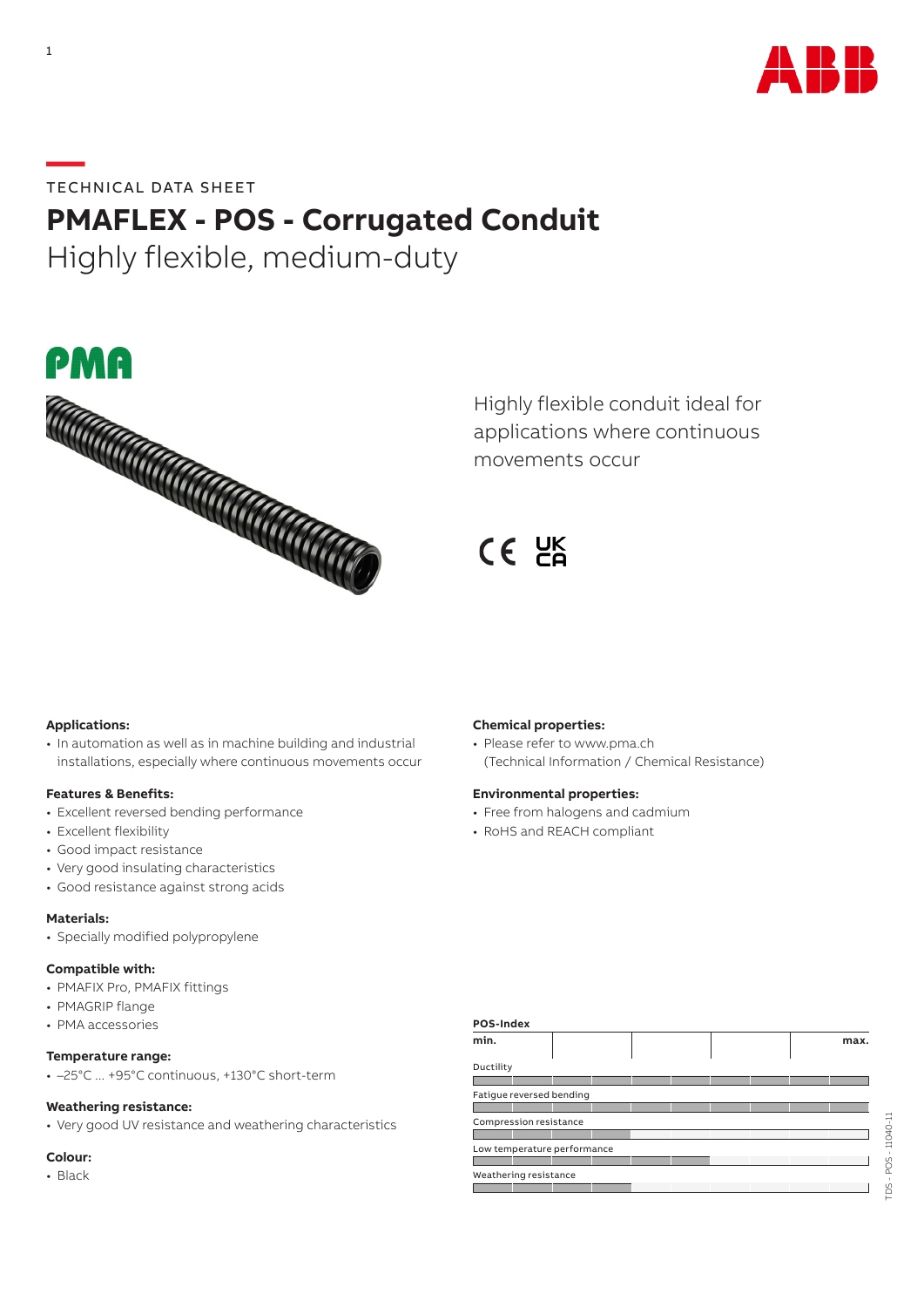TECHNICAL DATA SHEET

# PMAFLEX - POS - Corrugated Conduit

## Highly flexible, medium-duty

Highly flexible conduit ideal for applications where continuous movements occur

**Applications:**
- In automation as well as in machine building and industrial installations, especially where continuous movements occur

**Features & Benefits:**
- Excellent reversed bending performance
- Excellent flexibility
- Good impact resistance
- Very good insulating characteristics
- Good resistance against strong acids

**Materials:**
- Specially modified polypropylene

**Compatible with:**
- PMAFIX Pro, PMAFIX fittings
- PMAGRIP flange
- PMA accessories

**Temperature range:**
- –25°C ... +95°C continuous, +130°C short-term

**Weathering resistance:**
- Very good UV resistance and weathering characteristics

**Colour:**
- Black

**Chemical properties:**
- Please refer to www.pma.ch (Technical Information / Chemical Resistance)

**Environmental properties:**
- Free from halogens and cadmium
- RoHS and REACH compliant

**POS-Index**

min. … max.

- Ductility
- Fatigue reversed bending
- Compression resistance
- Low temperature performance
- Weathering resistance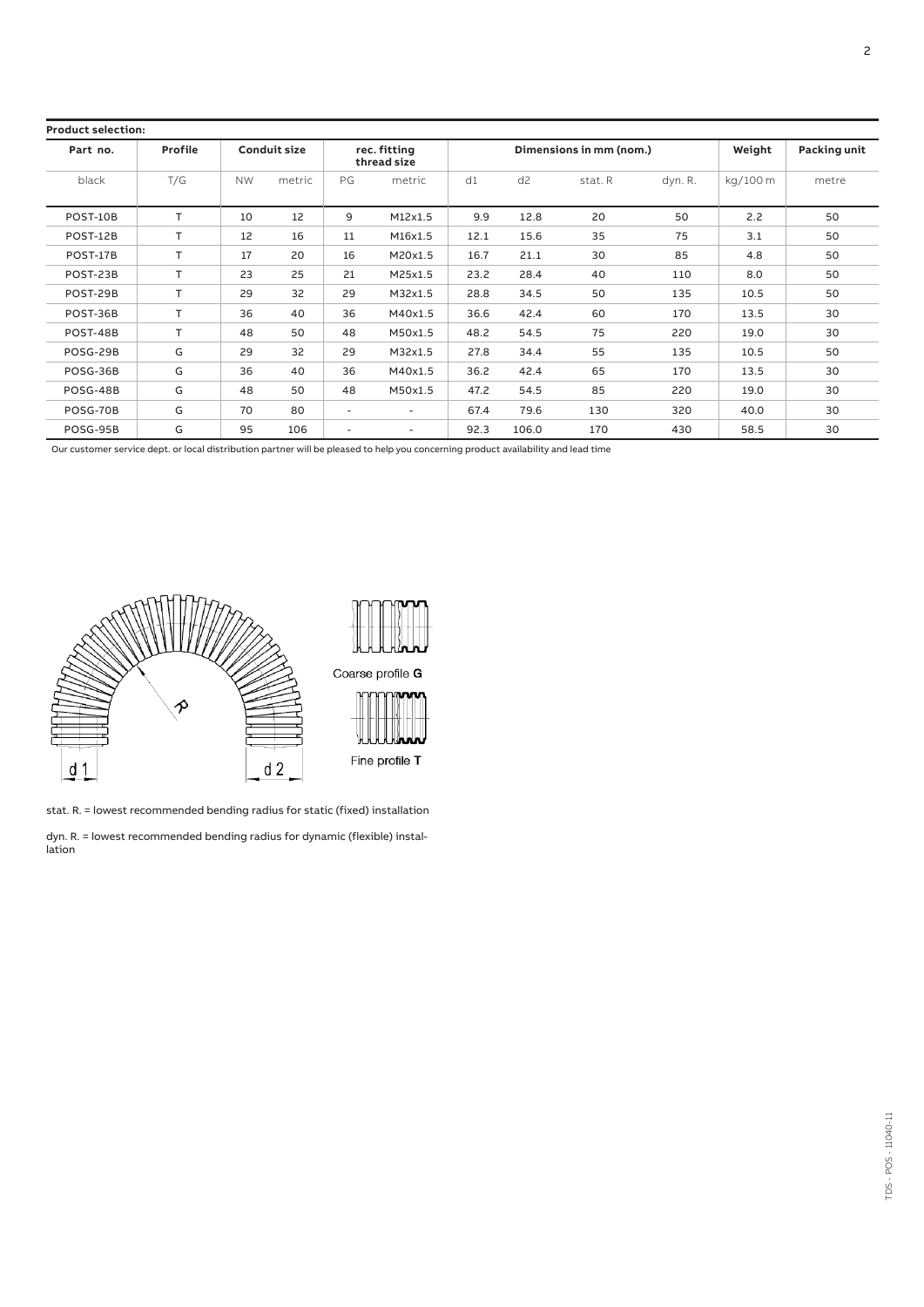**Product selection:**

| Part no. | Profile | Conduit size | | rec. fitting thread size | | Dimensions in mm (nom.) | | | | Weight | Packing unit |
|---|---|---|---|---|---|---|---|---|---|---|---|
| black | T/G | NW | metric | PG | metric | d1 | d2 | stat. R | dyn. R. | kg/100 m | metre |
| POST-10B | T | 10 | 12 | 9 | M12x1.5 | 9.9 | 12.8 | 20 | 50 | 2.2 | 50 |
| POST-12B | T | 12 | 16 | 11 | M16x1.5 | 12.1 | 15.6 | 35 | 75 | 3.1 | 50 |
| POST-17B | T | 17 | 20 | 16 | M20x1.5 | 16.7 | 21.1 | 30 | 85 | 4.8 | 50 |
| POST-23B | T | 23 | 25 | 21 | M25x1.5 | 23.2 | 28.4 | 40 | 110 | 8.0 | 50 |
| POST-29B | T | 29 | 32 | 29 | M32x1.5 | 28.8 | 34.5 | 50 | 135 | 10.5 | 50 |
| POST-36B | T | 36 | 40 | 36 | M40x1.5 | 36.6 | 42.4 | 60 | 170 | 13.5 | 30 |
| POST-48B | T | 48 | 50 | 48 | M50x1.5 | 48.2 | 54.5 | 75 | 220 | 19.0 | 30 |
| POSG-29B | G | 29 | 32 | 29 | M32x1.5 | 27.8 | 34.4 | 55 | 135 | 10.5 | 50 |
| POSG-36B | G | 36 | 40 | 36 | M40x1.5 | 36.2 | 42.4 | 65 | 170 | 13.5 | 30 |
| POSG-48B | G | 48 | 50 | 48 | M50x1.5 | 47.2 | 54.5 | 85 | 220 | 19.0 | 30 |
| POSG-70B | G | 70 | 80 | - | - | 67.4 | 79.6 | 130 | 320 | 40.0 | 30 |
| POSG-95B | G | 95 | 106 | - | - | 92.3 | 106.0 | 170 | 430 | 58.5 | 30 |

Our customer service dept. or local distribution partner will be pleased to help you concerning product availability and lead time

Coarse profile **G**

Fine profile **T**

stat. R. = lowest recommended bending radius for static (fixed) installation

dyn. R. = lowest recommended bending radius for dynamic (flexible) installation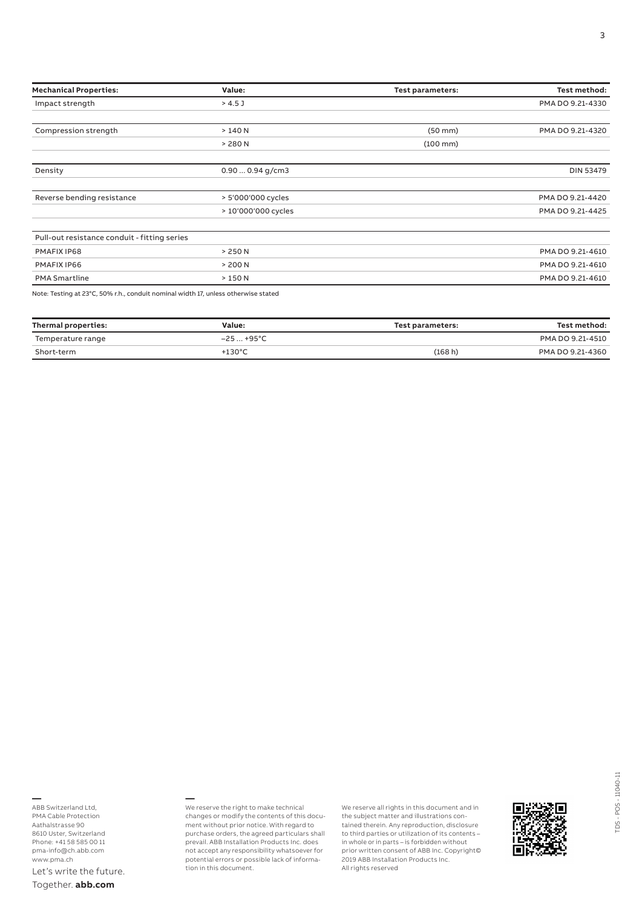| Mechanical Properties: | Value: | Test parameters: | Test method: |
|---|---|---|---|
| Impact strength | > 4.5 J | | PMA DO 9.21-4330 |
| Compression strength | > 140 N | (50 mm) | PMA DO 9.21-4320 |
| | > 280 N | (100 mm) | |
| Density | 0.90 … 0.94 g/cm3 | | DIN 53479 |
| Reverse bending resistance | > 5'000'000 cycles | | PMA DO 9.21-4420 |
| | > 10'000'000 cycles | | PMA DO 9.21-4425 |
| Pull-out resistance conduit - fitting series | | | |
| PMAFIX IP68 | > 250 N | | PMA DO 9.21-4610 |
| PMAFIX IP66 | > 200 N | | PMA DO 9.21-4610 |
| PMA Smartline | > 150 N | | PMA DO 9.21-4610 |

Note: Testing at 23°C, 50% r.h., conduit nominal width 17, unless otherwise stated

| Thermal properties: | Value: | Test parameters: | Test method: |
|---|---|---|---|
| Temperature range | –25 … +95°C | | PMA DO 9.21-4510 |
| Short-term | +130°C | (168 h) | PMA DO 9.21-4360 |

ABB Switzerland Ltd,
PMA Cable Protection
Aathalstrasse 90
8610 Uster, Switzerland
Phone: +41 58 585 00 11
pma-info@ch.abb.com
www.pma.ch

Let's write the future.
Together. **abb.com**

We reserve the right to make technical changes or modify the contents of this document without prior notice. With regard to purchase orders, the agreed particulars shall prevail. ABB Installation Products Inc. does not accept any responsibility whatsoever for potential errors or possible lack of information in this document.

We reserve all rights in this document and in the subject matter and illustrations contained therein. Any reproduction, disclosure to third parties or utilization of its contents – in whole or in parts – is forbidden without prior written consent of ABB Inc. Copyright© 2019 ABB Installation Products Inc.
All rights reserved

TDS - POS - 11040-11